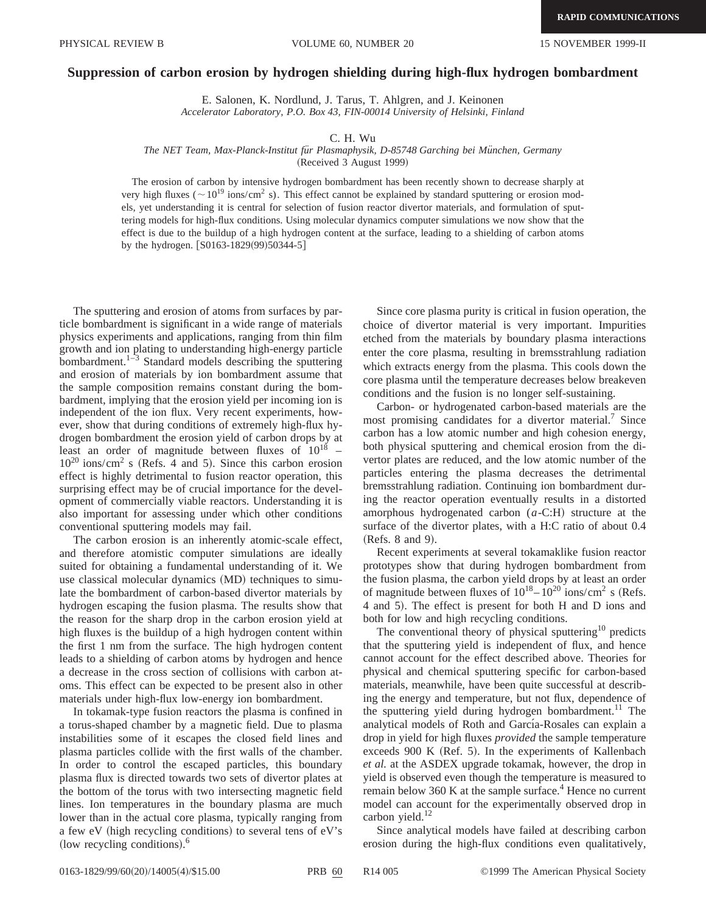# Suppression of carbon erosion by hydrogen shielding during high-flux hydrogen bombardment

E. Salonen, K. Nordlund, J. Tarus, T. Ahlgren, and J. Keinonen
*Accelerator Laboratory, P.O. Box 43, FIN-00014 University of Helsinki, Finland*

C. H. Wu
*The NET Team, Max-Planck-Institut für Plasmaphysik, D-85748 Garching bei München, Germany*
(Received 3 August 1999)

The erosion of carbon by intensive hydrogen bombardment has been recently shown to decrease sharply at very high fluxes ($\sim 10^{19}$ ions/cm$^2$ s). This effect cannot be explained by standard sputtering or erosion models, yet understanding it is central for selection of fusion reactor divertor materials, and formulation of sputtering models for high-flux conditions. Using molecular dynamics computer simulations we now show that the effect is due to the buildup of a high hydrogen content at the surface, leading to a shielding of carbon atoms by the hydrogen. [S0163-1829(99)50344-5]

The sputtering and erosion of atoms from surfaces by particle bombardment is significant in a wide range of materials physics experiments and applications, ranging from thin film growth and ion plating to understanding high-energy particle bombardment.[1–3] Standard models describing the sputtering and erosion of materials by ion bombardment assume that the sample composition remains constant during the bombardment, implying that the erosion yield per incoming ion is independent of the ion flux. Very recent experiments, however, show that during conditions of extremely high-flux hydrogen bombardment the erosion yield of carbon drops by at least an order of magnitude between fluxes of $10^{18}$ – $10^{20}$ ions/cm$^2$ s (Refs. 4 and 5). Since this carbon erosion effect is highly detrimental to fusion reactor operation, this surprising effect may be of crucial importance for the development of commercially viable reactors. Understanding it is also important for assessing under which other conditions conventional sputtering models may fail.

The carbon erosion is an inherently atomic-scale effect, and therefore atomistic computer simulations are ideally suited for obtaining a fundamental understanding of it. We use classical molecular dynamics (MD) techniques to simulate the bombardment of carbon-based divertor materials by hydrogen escaping the fusion plasma. The results show that the reason for the sharp drop in the carbon erosion yield at high fluxes is the buildup of a high hydrogen content within the first 1 nm from the surface. The high hydrogen content leads to a shielding of carbon atoms by hydrogen and hence a decrease in the cross section of collisions with carbon atoms. This effect can be expected to be present also in other materials under high-flux low-energy ion bombardment.

In tokamak-type fusion reactors the plasma is confined in a torus-shaped chamber by a magnetic field. Due to plasma instabilities some of it escapes the closed field lines and plasma particles collide with the first walls of the chamber. In order to control the escaped particles, this boundary plasma flux is directed towards two sets of divertor plates at the bottom of the torus with two intersecting magnetic field lines. Ion temperatures in the boundary plasma are much lower than in the actual core plasma, typically ranging from a few eV (high recycling conditions) to several tens of eV's (low recycling conditions).[6]

Since core plasma purity is critical in fusion operation, the choice of divertor material is very important. Impurities etched from the materials by boundary plasma interactions enter the core plasma, resulting in bremsstrahlung radiation which extracts energy from the plasma. This cools down the core plasma until the temperature decreases below breakeven conditions and the fusion is no longer self-sustaining.

Carbon- or hydrogenated carbon-based materials are the most promising candidates for a divertor material.[7] Since carbon has a low atomic number and high cohesion energy, both physical sputtering and chemical erosion from the divertor plates are reduced, and the low atomic number of the particles entering the plasma decreases the detrimental bremsstrahlung radiation. Continuing ion bombardment during the reactor operation eventually results in a distorted amorphous hydrogenated carbon (*a*-C:H) structure at the surface of the divertor plates, with a H:C ratio of about 0.4 (Refs. 8 and 9).

Recent experiments at several tokamaklike fusion reactor prototypes show that during hydrogen bombardment from the fusion plasma, the carbon yield drops by at least an order of magnitude between fluxes of $10^{18}$–$10^{20}$ ions/cm$^2$ s (Refs. 4 and 5). The effect is present for both H and D ions and both for low and high recycling conditions.

The conventional theory of physical sputtering[10] predicts that the sputtering yield is independent of flux, and hence cannot account for the effect described above. Theories for physical and chemical sputtering specific for carbon-based materials, meanwhile, have been quite successful at describing the energy and temperature, but not flux, dependence of the sputtering yield during hydrogen bombardment.[11] The analytical models of Roth and García-Rosales can explain a drop in yield for high fluxes *provided* the sample temperature exceeds 900 K (Ref. 5). In the experiments of Kallenbach *et al.* at the ASDEX upgrade tokamak, however, the drop in yield is observed even though the temperature is measured to remain below 360 K at the sample surface.[4] Hence no current model can account for the experimentally observed drop in carbon yield.[12]

Since analytical models have failed at describing carbon erosion during the high-flux conditions even qualitatively,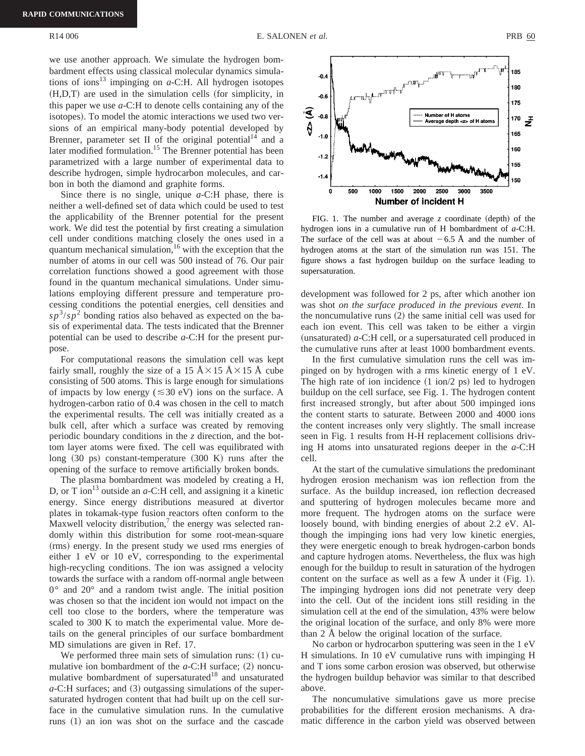we use another approach. We simulate the hydrogen bombardment effects using classical molecular dynamics simulations of ions[13] impinging on *a*-C:H. All hydrogen isotopes (H,D,T) are used in the simulation cells (for simplicity, in this paper we use *a*-C:H to denote cells containing any of the isotopes). To model the atomic interactions we used two versions of an empirical many-body potential developed by Brenner, parameter set II of the original potential[14] and a later modified formulation.[15] The Brenner potential has been parametrized with a large number of experimental data to describe hydrogen, simple hydrocarbon molecules, and carbon in both the diamond and graphite forms.

Since there is no single, unique *a*-C:H phase, there is neither a well-defined set of data which could be used to test the applicability of the Brenner potential for the present work. We did test the potential by first creating a simulation cell under conditions matching closely the ones used in a quantum mechanical simulation,[16] with the exception that the number of atoms in our cell was 500 instead of 76. Our pair correlation functions showed a good agreement with those found in the quantum mechanical simulations. Under simulations employing different pressure and temperature processing conditions the potential energies, cell densities and $sp^3/sp^2$ bonding ratios also behaved as expected on the basis of experimental data. The tests indicated that the Brenner potential can be used to describe *a*-C:H for the present purpose.

For computational reasons the simulation cell was kept fairly small, roughly the size of a 15 Å×15 Å×15 Å cube consisting of 500 atoms. This is large enough for simulations of impacts by low energy ($\lesssim 30$ eV) ions on the surface. A hydrogen-carbon ratio of 0.4 was chosen in the cell to match the experimental results. The cell was initially created as a bulk cell, after which a surface was created by removing periodic boundary conditions in the *z* direction, and the bottom layer atoms were fixed. The cell was equilibrated with long (30 ps) constant-temperature (300 K) runs after the opening of the surface to remove artificially broken bonds.

The plasma bombardment was modeled by creating a H, D, or T ion[13] outside an *a*-C:H cell, and assigning it a kinetic energy. Since energy distributions measured at divertor plates in tokamak-type fusion reactors often conform to the Maxwell velocity distribution,[7] the energy was selected randomly within this distribution for some root-mean-square (rms) energy. In the present study we used rms energies of either 1 eV or 10 eV, corresponding to the experimental high-recycling conditions. The ion was assigned a velocity towards the surface with a random off-normal angle between 0° and 20° and a random twist angle. The initial position was chosen so that the incident ion would not impact on the cell too close to the borders, where the temperature was scaled to 300 K to match the experimental value. More details on the general principles of our surface bombardment MD simulations are given in Ref. 17.

We performed three main sets of simulation runs: (1) cumulative ion bombardment of the *a*-C:H surface; (2) noncumulative bombardment of supersaturated[18] and unsaturated *a*-C:H surfaces; and (3) outgassing simulations of the supersaturated hydrogen content that had built up on the cell surface in the cumulative simulation runs. In the cumulative runs (1) an ion was shot on the surface and the cascade development was followed for 2 ps, after which another ion was shot *on the surface produced in the previous event*. In the noncumulative runs (2) the same initial cell was used for each ion event. This cell was taken to be either a virgin (unsaturated) *a*-C:H cell, or a supersaturated cell produced in the cumulative runs after at least 1000 bombardment events.

FIG. 1. The number and average *z* coordinate (depth) of the hydrogen ions in a cumulative run of H bombardment of *a*-C:H. The surface of the cell was at about −6.5 Å and the number of hydrogen atoms at the start of the simulation run was 151. The figure shows a fast hydrogen buildup on the surface leading to supersaturation.

In the first cumulative simulation runs the cell was impinged on by hydrogen with a rms kinetic energy of 1 eV. The high rate of ion incidence (1 ion/2 ps) led to hydrogen buildup on the cell surface, see Fig. 1. The hydrogen content first increased strongly, but after about 500 impinged ions the content starts to saturate. Between 2000 and 4000 ions the content increases only very slightly. The small increase seen in Fig. 1 results from H-H replacement collisions driving H atoms into unsaturated regions deeper in the *a*-C:H cell.

At the start of the cumulative simulations the predominant hydrogen erosion mechanism was ion reflection from the surface. As the buildup increased, ion reflection decreased and sputtering of hydrogen molecules became more and more frequent. The hydrogen atoms on the surface were loosely bound, with binding energies of about 2.2 eV. Although the impinging ions had very low kinetic energies, they were energetic enough to break hydrogen-carbon bonds and capture hydrogen atoms. Nevertheless, the flux was high enough for the buildup to result in saturation of the hydrogen content on the surface as well as a few Å under it (Fig. 1). The impinging hydrogen ions did not penetrate very deep into the cell. Out of the incident ions still residing in the simulation cell at the end of the simulation, 43% were below the original location of the surface, and only 8% were more than 2 Å below the original location of the surface.

No carbon or hydrocarbon sputtering was seen in the 1 eV H simulations. In 10 eV cumulative runs with impinging H and T ions some carbon erosion was observed, but otherwise the hydrogen buildup behavior was similar to that described above.

The noncumulative simulations gave us more precise probabilities for the different erosion mechanisms. A dramatic difference in the carbon yield was observed between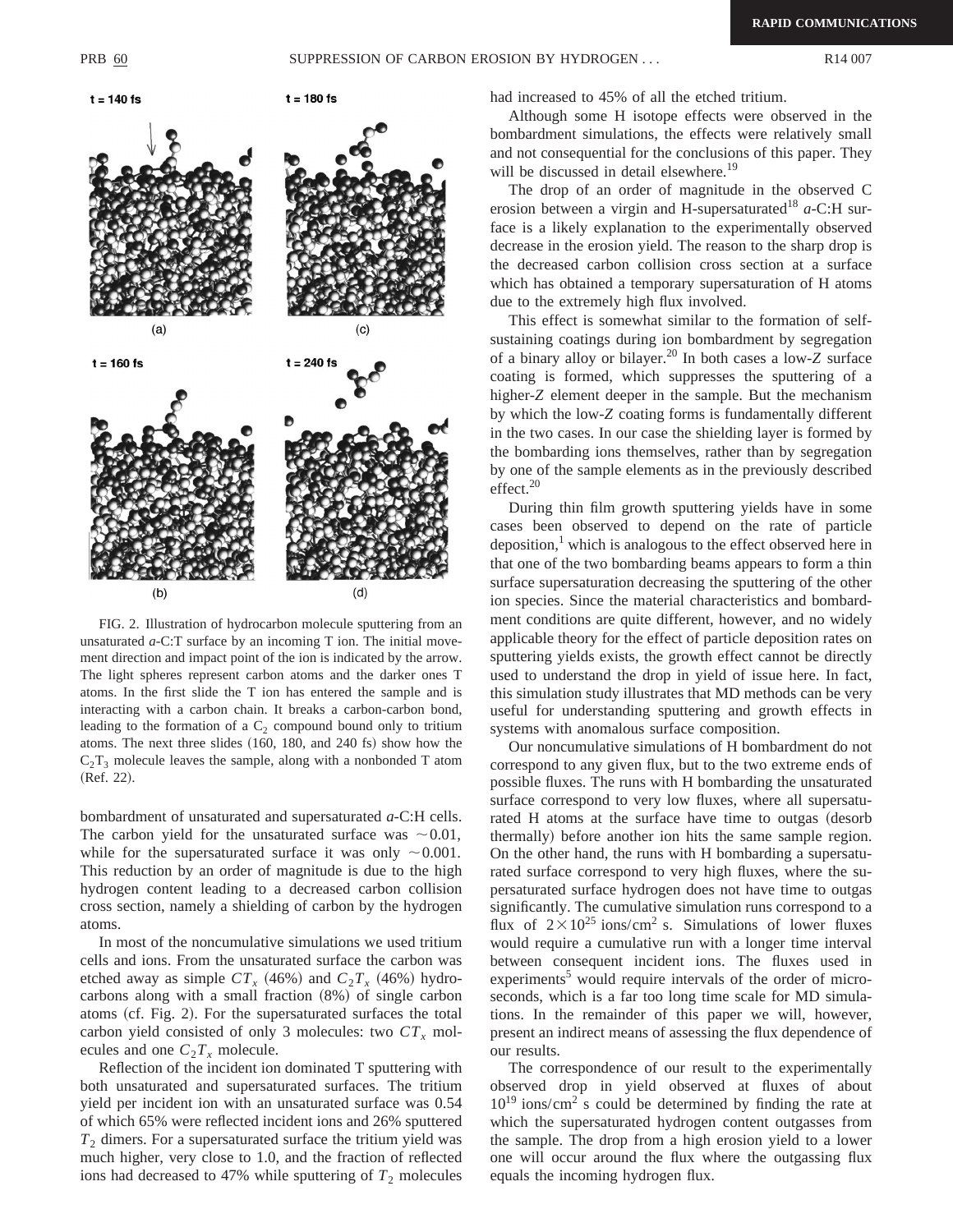FIG. 2. Illustration of hydrocarbon molecule sputtering from an unsaturated *a*-C:T surface by an incoming T ion. The initial movement direction and impact point of the ion is indicated by the arrow. The light spheres represent carbon atoms and the darker ones T atoms. In the first slide the T ion has entered the sample and is interacting with a carbon chain. It breaks a carbon-carbon bond, leading to the formation of a $C_2$ compound bound only to tritium atoms. The next three slides (160, 180, and 240 fs) show how the $C_2T_3$ molecule leaves the sample, along with a nonbonded T atom (Ref. 22).

bombardment of unsaturated and supersaturated *a*-C:H cells. The carbon yield for the unsaturated surface was $\sim 0.01$, while for the supersaturated surface it was only $\sim 0.001$. This reduction by an order of magnitude is due to the high hydrogen content leading to a decreased carbon collision cross section, namely a shielding of carbon by the hydrogen atoms.

In most of the noncumulative simulations we used tritium cells and ions. From the unsaturated surface the carbon was etched away as simple $CT_x$ (46%) and $C_2T_x$ (46%) hydrocarbons along with a small fraction (8%) of single carbon atoms (cf. Fig. 2). For the supersaturated surfaces the total carbon yield consisted of only 3 molecules: two $CT_x$ molecules and one $C_2T_x$ molecule.

Reflection of the incident ion dominated T sputtering with both unsaturated and supersaturated surfaces. The tritium yield per incident ion with an unsaturated surface was 0.54 of which 65% were reflected incident ions and 26% sputtered $T_2$ dimers. For a supersaturated surface the tritium yield was much higher, very close to 1.0, and the fraction of reflected ions had decreased to 47% while sputtering of $T_2$ molecules had increased to 45% of all the etched tritium.

Although some H isotope effects were observed in the bombardment simulations, the effects were relatively small and not consequential for the conclusions of this paper. They will be discussed in detail elsewhere.[19]

The drop of an order of magnitude in the observed C erosion between a virgin and H-supersaturated[18] *a*-C:H surface is a likely explanation to the experimentally observed decrease in the erosion yield. The reason to the sharp drop is the decreased carbon collision cross section at a surface which has obtained a temporary supersaturation of H atoms due to the extremely high flux involved.

This effect is somewhat similar to the formation of self-sustaining coatings during ion bombardment by segregation of a binary alloy or bilayer.[20] In both cases a low-$Z$ surface coating is formed, which suppresses the sputtering of a higher-$Z$ element deeper in the sample. But the mechanism by which the low-$Z$ coating forms is fundamentally different in the two cases. In our case the shielding layer is formed by the bombarding ions themselves, rather than by segregation by one of the sample elements as in the previously described effect.[20]

During thin film growth sputtering yields have in some cases been observed to depend on the rate of particle deposition,[1] which is analogous to the effect observed here in that one of the two bombarding beams appears to form a thin surface supersaturation decreasing the sputtering of the other ion species. Since the material characteristics and bombardment conditions are quite different, however, and no widely applicable theory for the effect of particle deposition rates on sputtering yields exists, the growth effect cannot be directly used to understand the drop in yield of issue here. In fact, this simulation study illustrates that MD methods can be very useful for understanding sputtering and growth effects in systems with anomalous surface composition.

Our noncumulative simulations of H bombardment do not correspond to any given flux, but to the two extreme ends of possible fluxes. The runs with H bombarding the unsaturated surface correspond to very low fluxes, where all supersaturated H atoms at the surface have time to outgas (desorb thermally) before another ion hits the same sample region. On the other hand, the runs with H bombarding a supersaturated surface correspond to very high fluxes, where the supersaturated surface hydrogen does not have time to outgas significantly. The cumulative simulation runs correspond to a flux of $2\times10^{25}$ ions/cm$^2$ s. Simulations of lower fluxes would require a cumulative run with a longer time interval between consequent incident ions. The fluxes used in experiments[5] would require intervals of the order of microseconds, which is a far too long time scale for MD simulations. In the remainder of this paper we will, however, present an indirect means of assessing the flux dependence of our results.

The correspondence of our result to the experimentally observed drop in yield observed at fluxes of about $10^{19}$ ions/cm$^2$ s could be determined by finding the rate at which the supersaturated hydrogen content outgasses from the sample. The drop from a high erosion yield to a lower one will occur around the flux where the outgassing flux equals the incoming hydrogen flux.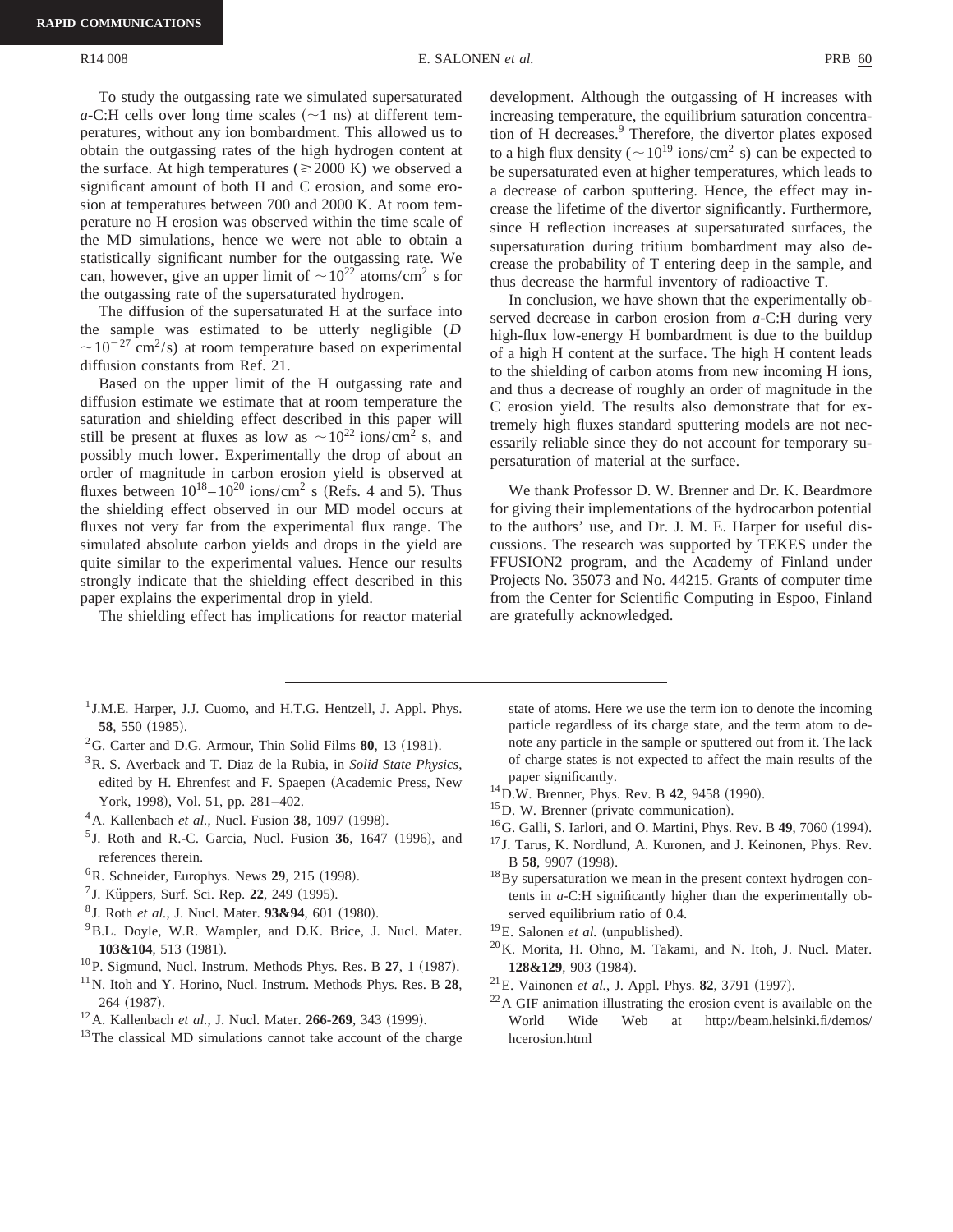To study the outgassing rate we simulated supersaturated *a*-C:H cells over long time scales ($\sim$1 ns) at different temperatures, without any ion bombardment. This allowed us to obtain the outgassing rates of the high hydrogen content at the surface. At high temperatures ($\gtrsim$2000 K) we observed a significant amount of both H and C erosion, and some erosion at temperatures between 700 and 2000 K. At room temperature no H erosion was observed within the time scale of the MD simulations, hence we were not able to obtain a statistically significant number for the outgassing rate. We can, however, give an upper limit of $\sim 10^{22}$ atoms/cm$^2$ s for the outgassing rate of the supersaturated hydrogen.

The diffusion of the supersaturated H at the surface into the sample was estimated to be utterly negligible ($D \sim 10^{-27}$ cm$^2$/s) at room temperature based on experimental diffusion constants from Ref. 21.

Based on the upper limit of the H outgassing rate and diffusion estimate we estimate that at room temperature the saturation and shielding effect described in this paper will still be present at fluxes as low as $\sim 10^{22}$ ions/cm$^2$ s, and possibly much lower. Experimentally the drop of about an order of magnitude in carbon erosion yield is observed at fluxes between $10^{18}$–$10^{20}$ ions/cm$^2$ s (Refs. 4 and 5). Thus the shielding effect observed in our MD model occurs at fluxes not very far from the experimental flux range. The simulated absolute carbon yields and drops in the yield are quite similar to the experimental values. Hence our results strongly indicate that the shielding effect described in this paper explains the experimental drop in yield.

The shielding effect has implications for reactor material development. Although the outgassing of H increases with increasing temperature, the equilibrium saturation concentration of H decreases.[9] Therefore, the divertor plates exposed to a high flux density ($\sim 10^{19}$ ions/cm$^2$ s) can be expected to be supersaturated even at higher temperatures, which leads to a decrease of carbon sputtering. Hence, the effect may increase the lifetime of the divertor significantly. Furthermore, since H reflection increases at supersaturated surfaces, the supersaturation during tritium bombardment may also decrease the probability of T entering deep in the sample, and thus decrease the harmful inventory of radioactive T.

In conclusion, we have shown that the experimentally observed decrease in carbon erosion from *a*-C:H during very high-flux low-energy H bombardment is due to the buildup of a high H content at the surface. The high H content leads to the shielding of carbon atoms from new incoming H ions, and thus a decrease of roughly an order of magnitude in the C erosion yield. The results also demonstrate that for extremely high fluxes standard sputtering models are not necessarily reliable since they do not account for temporary supersaturation of material at the surface.

We thank Professor D. W. Brenner and Dr. K. Beardmore for giving their implementations of the hydrocarbon potential to the authors' use, and Dr. J. M. E. Harper for useful discussions. The research was supported by TEKES under the FFUSION2 program, and the Academy of Finland under Projects No. 35073 and No. 44215. Grants of computer time from the Center for Scientific Computing in Espoo, Finland are gratefully acknowledged.

---

[1] J.M.E. Harper, J.J. Cuomo, and H.T.G. Hentzell, J. Appl. Phys. **58**, 550 (1985).

[2] G. Carter and D.G. Armour, Thin Solid Films **80**, 13 (1981).

[3] R. S. Averback and T. Diaz de la Rubia, in *Solid State Physics*, edited by H. Ehrenfest and F. Spaepen (Academic Press, New York, 1998), Vol. 51, pp. 281–402.

[4] A. Kallenbach *et al.*, Nucl. Fusion **38**, 1097 (1998).

[5] J. Roth and R.-C. Garcia, Nucl. Fusion **36**, 1647 (1996), and references therein.

[6] R. Schneider, Europhys. News **29**, 215 (1998).

[7] J. Küppers, Surf. Sci. Rep. **22**, 249 (1995).

[8] J. Roth *et al.*, J. Nucl. Mater. **93&94**, 601 (1980).

[9] B.L. Doyle, W.R. Wampler, and D.K. Brice, J. Nucl. Mater. **103&104**, 513 (1981).

[10] P. Sigmund, Nucl. Instrum. Methods Phys. Res. B **27**, 1 (1987).

[11] N. Itoh and Y. Horino, Nucl. Instrum. Methods Phys. Res. B **28**, 264 (1987).

[12] A. Kallenbach *et al.*, J. Nucl. Mater. **266-269**, 343 (1999).

[13] The classical MD simulations cannot take account of the charge state of atoms. Here we use the term ion to denote the incoming particle regardless of its charge state, and the term atom to denote any particle in the sample or sputtered out from it. The lack of charge states is not expected to affect the main results of the paper significantly.

[14] D.W. Brenner, Phys. Rev. B **42**, 9458 (1990).

[15] D. W. Brenner (private communication).

[16] G. Galli, S. Iarlori, and O. Martini, Phys. Rev. B **49**, 7060 (1994).

[17] J. Tarus, K. Nordlund, A. Kuronen, and J. Keinonen, Phys. Rev. B **58**, 9907 (1998).

[18] By supersaturation we mean in the present context hydrogen contents in *a*-C:H significantly higher than the experimentally observed equilibrium ratio of 0.4.

[19] E. Salonen *et al.* (unpublished).

[20] K. Morita, H. Ohno, M. Takami, and N. Itoh, J. Nucl. Mater. **128&129**, 903 (1984).

[21] E. Vainonen *et al.*, J. Appl. Phys. **82**, 3791 (1997).

[22] A GIF animation illustrating the erosion event is available on the World Wide Web at http://beam.helsinki.fi/demos/hcerosion.html